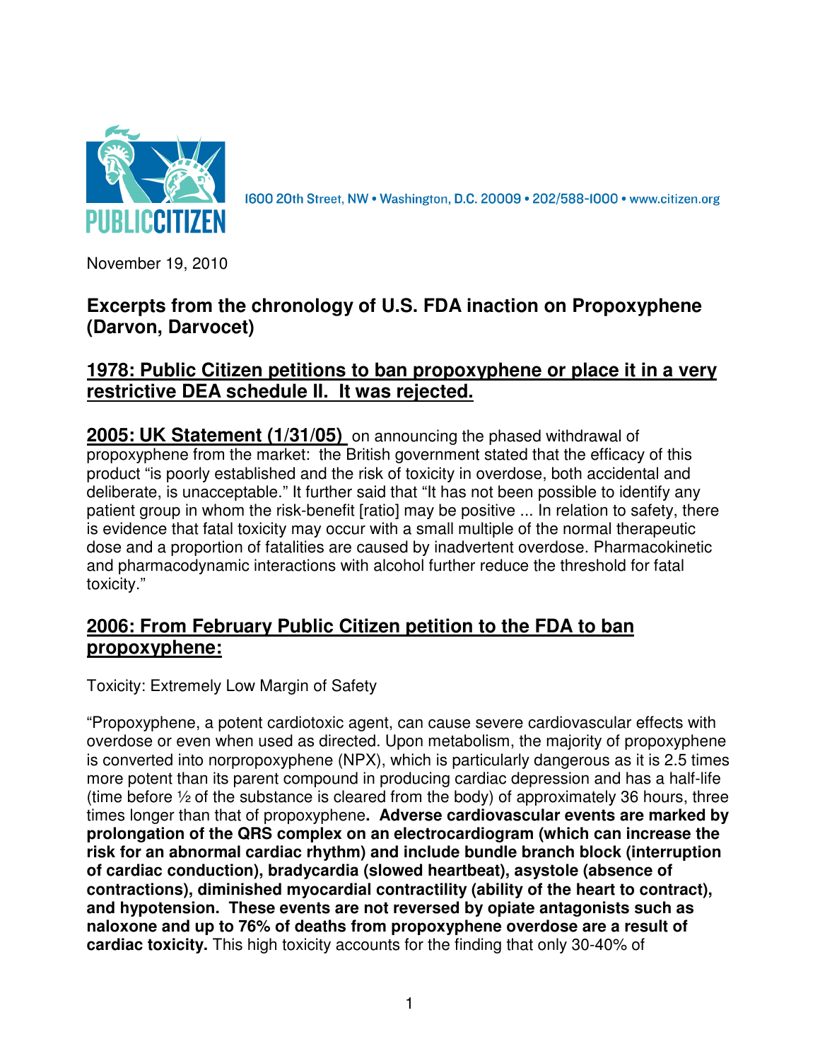1600 20th Street, NW • Washington, D.C. 20009 • 202/588-1000 • www.citizen.org

November 19, 2010

## Excerpts from the chronology of U.S. FDA inaction on Propoxyphene (Darvon, Darvocet)

### 1978: Public Citizen petitions to ban propoxyphene or place it in a very restrictive DEA schedule II. It was rejected.

**2005: UK Statement (1/31/05)** on announcing the phased withdrawal of propoxyphene from the market: the British government stated that the efficacy of this product "is poorly established and the risk of toxicity in overdose, both accidental and deliberate, is unacceptable." It further said that "It has not been possible to identify any patient group in whom the risk-benefit [ratio] may be positive ... In relation to safety, there is evidence that fatal toxicity may occur with a small multiple of the normal therapeutic dose and a proportion of fatalities are caused by inadvertent overdose. Pharmacokinetic and pharmacodynamic interactions with alcohol further reduce the threshold for fatal toxicity."

### 2006: From February Public Citizen petition to the FDA to ban propoxyphene:

Toxicity: Extremely Low Margin of Safety

"Propoxyphene, a potent cardiotoxic agent, can cause severe cardiovascular effects with overdose or even when used as directed. Upon metabolism, the majority of propoxyphene is converted into norpropoxyphene (NPX), which is particularly dangerous as it is 2.5 times more potent than its parent compound in producing cardiac depression and has a half-life (time before ½ of the substance is cleared from the body) of approximately 36 hours, three times longer than that of propoxyphene**. Adverse cardiovascular events are marked by prolongation of the QRS complex on an electrocardiogram (which can increase the risk for an abnormal cardiac rhythm) and include bundle branch block (interruption of cardiac conduction), bradycardia (slowed heartbeat), asystole (absence of contractions), diminished myocardial contractility (ability of the heart to contract), and hypotension. These events are not reversed by opiate antagonists such as naloxone and up to 76% of deaths from propoxyphene overdose are a result of cardiac toxicity.** This high toxicity accounts for the finding that only 30-40% of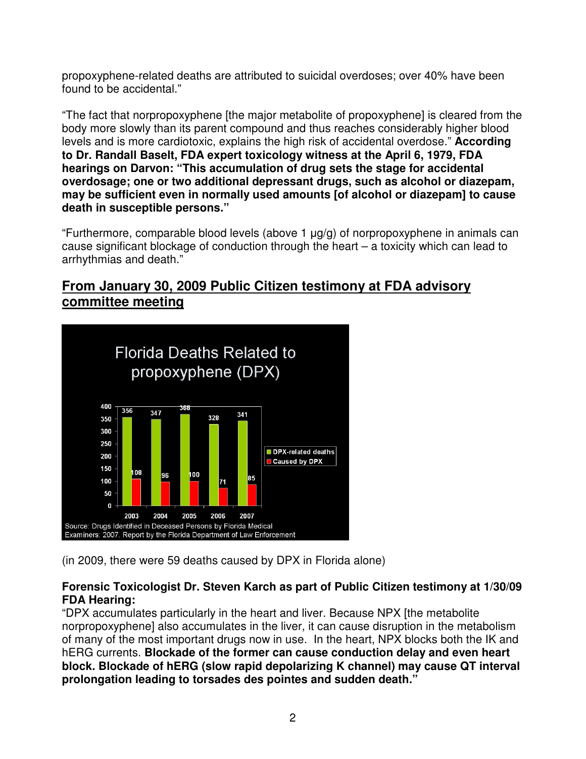propoxyphene-related deaths are attributed to suicidal overdoses; over 40% have been found to be accidental."

"The fact that norpropoxyphene [the major metabolite of propoxyphene] is cleared from the body more slowly than its parent compound and thus reaches considerably higher blood levels and is more cardiotoxic, explains the high risk of accidental overdose." **According to Dr. Randall Baselt, FDA expert toxicology witness at the April 6, 1979, FDA hearings on Darvon: "This accumulation of drug sets the stage for accidental overdosage; one or two additional depressant drugs, such as alcohol or diazepam, may be sufficient even in normally used amounts [of alcohol or diazepam] to cause death in susceptible persons."**

"Furthermore, comparable blood levels (above 1 μg/g) of norpropoxyphene in animals can cause significant blockage of conduction through the heart – a toxicity which can lead to arrhythmias and death."

## From January 30, 2009 Public Citizen testimony at FDA advisory committee meeting

**Florida Deaths Related to propoxyphene (DPX)**

| Year | DPX-related deaths | Caused by DPX |
|---|---|---|
| 2003 | 356 | 108 |
| 2004 | 347 | 96 |
| 2005 | 368 | 100 |
| 2006 | 328 | 71 |
| 2007 | 341 | 85 |

Source: Drugs Identified in Deceased Persons by Florida Medical Examiners: 2007. Report by the Florida Department of Law Enforcement

(in 2009, there were 59 deaths caused by DPX in Florida alone)

**Forensic Toxicologist Dr. Steven Karch as part of Public Citizen testimony at 1/30/09 FDA Hearing:**

"DPX accumulates particularly in the heart and liver. Because NPX [the metabolite norpropoxyphene] also accumulates in the liver, it can cause disruption in the metabolism of many of the most important drugs now in use. In the heart, NPX blocks both the IK and hERG currents. **Blockade of the former can cause conduction delay and even heart block. Blockade of hERG (slow rapid depolarizing K channel) may cause QT interval prolongation leading to torsades des pointes and sudden death."**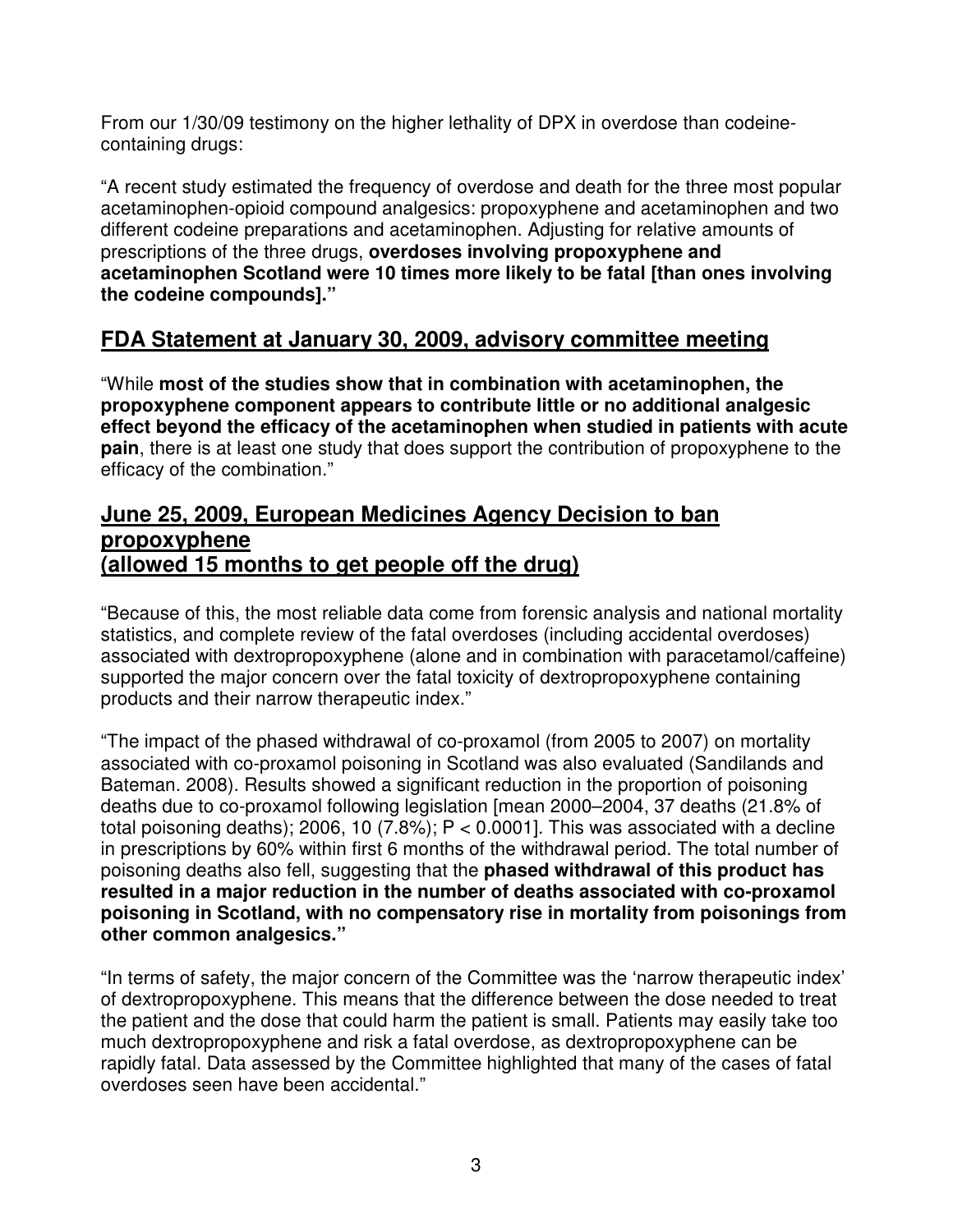From our 1/30/09 testimony on the higher lethality of DPX in overdose than codeine-containing drugs:

"A recent study estimated the frequency of overdose and death for the three most popular acetaminophen-opioid compound analgesics: propoxyphene and acetaminophen and two different codeine preparations and acetaminophen. Adjusting for relative amounts of prescriptions of the three drugs, **overdoses involving propoxyphene and acetaminophen Scotland were 10 times more likely to be fatal [than ones involving the codeine compounds]."**

## FDA Statement at January 30, 2009, advisory committee meeting

"While **most of the studies show that in combination with acetaminophen, the propoxyphene component appears to contribute little or no additional analgesic effect beyond the efficacy of the acetaminophen when studied in patients with acute pain**, there is at least one study that does support the contribution of propoxyphene to the efficacy of the combination."

## June 25, 2009, European Medicines Agency Decision to ban propoxyphene (allowed 15 months to get people off the drug)

"Because of this, the most reliable data come from forensic analysis and national mortality statistics, and complete review of the fatal overdoses (including accidental overdoses) associated with dextropropoxyphene (alone and in combination with paracetamol/caffeine) supported the major concern over the fatal toxicity of dextropropoxyphene containing products and their narrow therapeutic index."

"The impact of the phased withdrawal of co-proxamol (from 2005 to 2007) on mortality associated with co-proxamol poisoning in Scotland was also evaluated (Sandilands and Bateman. 2008). Results showed a significant reduction in the proportion of poisoning deaths due to co-proxamol following legislation [mean 2000–2004, 37 deaths (21.8% of total poisoning deaths); 2006, 10 (7.8%); $P < 0.0001$]. This was associated with a decline in prescriptions by 60% within first 6 months of the withdrawal period. The total number of poisoning deaths also fell, suggesting that the **phased withdrawal of this product has resulted in a major reduction in the number of deaths associated with co-proxamol poisoning in Scotland, with no compensatory rise in mortality from poisonings from other common analgesics."**

"In terms of safety, the major concern of the Committee was the 'narrow therapeutic index' of dextropropoxyphene. This means that the difference between the dose needed to treat the patient and the dose that could harm the patient is small. Patients may easily take too much dextropropoxyphene and risk a fatal overdose, as dextropropoxyphene can be rapidly fatal. Data assessed by the Committee highlighted that many of the cases of fatal overdoses seen have been accidental."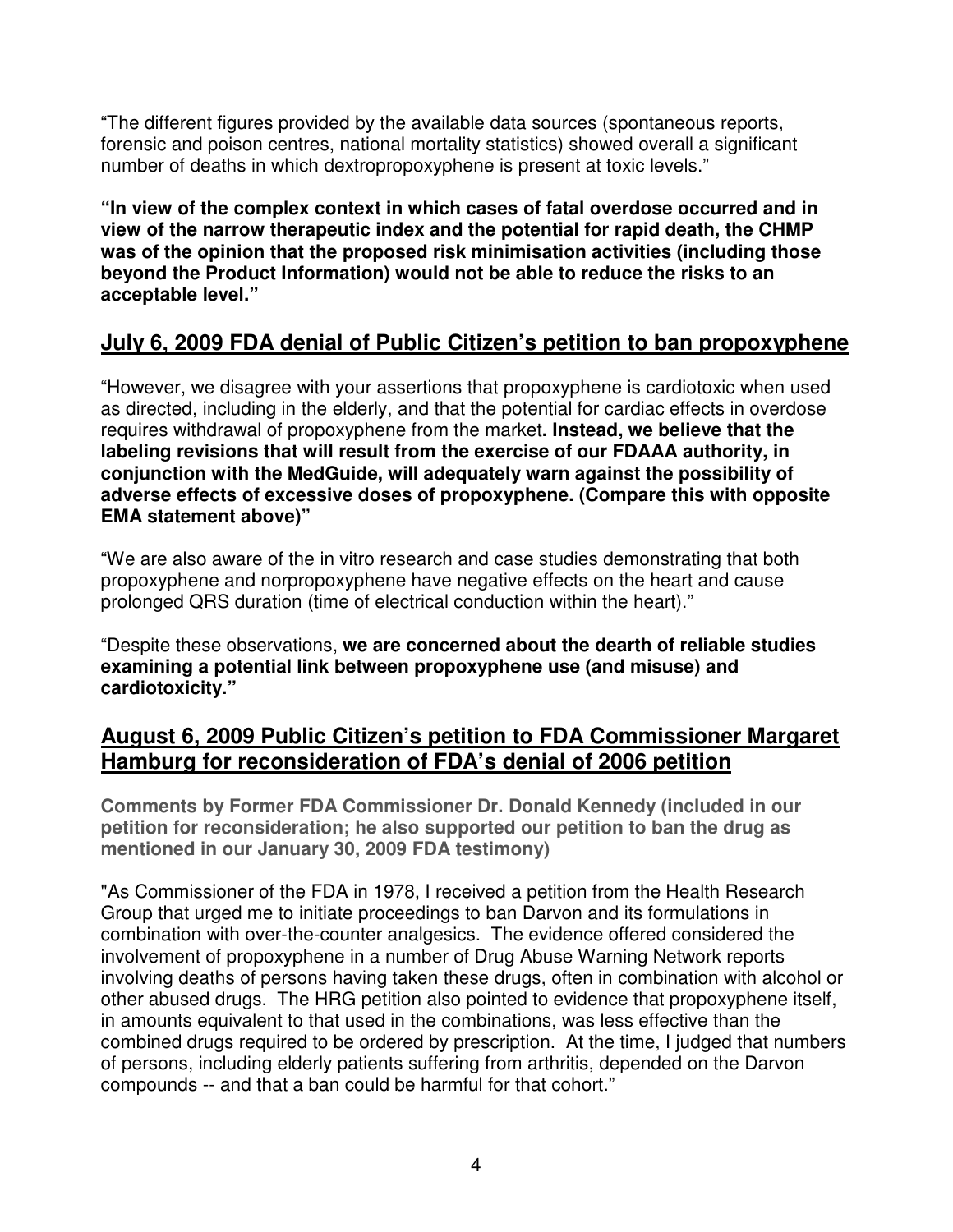"The different figures provided by the available data sources (spontaneous reports, forensic and poison centres, national mortality statistics) showed overall a significant number of deaths in which dextropropoxyphene is present at toxic levels."

**"In view of the complex context in which cases of fatal overdose occurred and in view of the narrow therapeutic index and the potential for rapid death, the CHMP was of the opinion that the proposed risk minimisation activities (including those beyond the Product Information) would not be able to reduce the risks to an acceptable level."**

## July 6, 2009 FDA denial of Public Citizen's petition to ban propoxyphene

"However, we disagree with your assertions that propoxyphene is cardiotoxic when used as directed, including in the elderly, and that the potential for cardiac effects in overdose requires withdrawal of propoxyphene from the market**. Instead, we believe that the labeling revisions that will result from the exercise of our FDAAA authority, in conjunction with the MedGuide, will adequately warn against the possibility of adverse effects of excessive doses of propoxyphene. (Compare this with opposite EMA statement above)"**

"We are also aware of the in vitro research and case studies demonstrating that both propoxyphene and norpropoxyphene have negative effects on the heart and cause prolonged QRS duration (time of electrical conduction within the heart)."

"Despite these observations, **we are concerned about the dearth of reliable studies examining a potential link between propoxyphene use (and misuse) and cardiotoxicity."**

## August 6, 2009 Public Citizen's petition to FDA Commissioner Margaret Hamburg for reconsideration of FDA's denial of 2006 petition

**Comments by Former FDA Commissioner Dr. Donald Kennedy (included in our petition for reconsideration; he also supported our petition to ban the drug as mentioned in our January 30, 2009 FDA testimony)**

"As Commissioner of the FDA in 1978, I received a petition from the Health Research Group that urged me to initiate proceedings to ban Darvon and its formulations in combination with over-the-counter analgesics. The evidence offered considered the involvement of propoxyphene in a number of Drug Abuse Warning Network reports involving deaths of persons having taken these drugs, often in combination with alcohol or other abused drugs. The HRG petition also pointed to evidence that propoxyphene itself, in amounts equivalent to that used in the combinations, was less effective than the combined drugs required to be ordered by prescription. At the time, I judged that numbers of persons, including elderly patients suffering from arthritis, depended on the Darvon compounds -- and that a ban could be harmful for that cohort."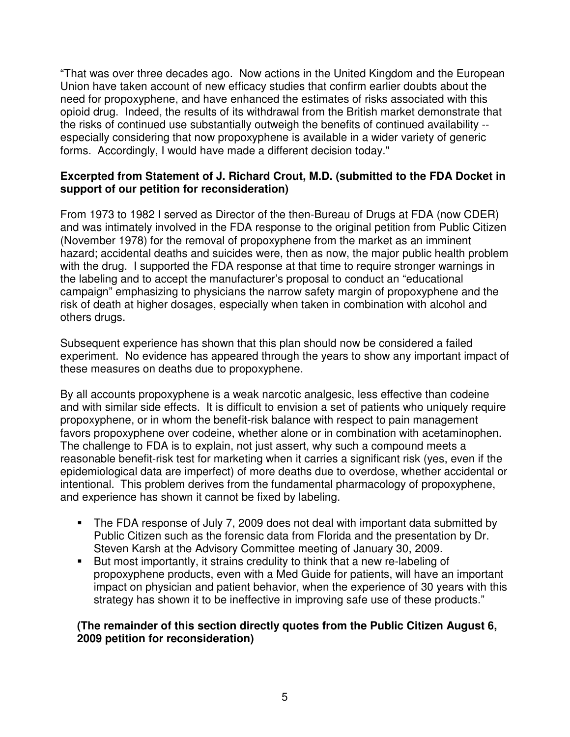"That was over three decades ago. Now actions in the United Kingdom and the European Union have taken account of new efficacy studies that confirm earlier doubts about the need for propoxyphene, and have enhanced the estimates of risks associated with this opioid drug. Indeed, the results of its withdrawal from the British market demonstrate that the risks of continued use substantially outweigh the benefits of continued availability -- especially considering that now propoxyphene is available in a wider variety of generic forms. Accordingly, I would have made a different decision today."

**Excerpted from Statement of J. Richard Crout, M.D. (submitted to the FDA Docket in support of our petition for reconsideration)**

From 1973 to 1982 I served as Director of the then-Bureau of Drugs at FDA (now CDER) and was intimately involved in the FDA response to the original petition from Public Citizen (November 1978) for the removal of propoxyphene from the market as an imminent hazard; accidental deaths and suicides were, then as now, the major public health problem with the drug. I supported the FDA response at that time to require stronger warnings in the labeling and to accept the manufacturer's proposal to conduct an "educational campaign" emphasizing to physicians the narrow safety margin of propoxyphene and the risk of death at higher dosages, especially when taken in combination with alcohol and others drugs.

Subsequent experience has shown that this plan should now be considered a failed experiment. No evidence has appeared through the years to show any important impact of these measures on deaths due to propoxyphene.

By all accounts propoxyphene is a weak narcotic analgesic, less effective than codeine and with similar side effects. It is difficult to envision a set of patients who uniquely require propoxyphene, or in whom the benefit-risk balance with respect to pain management favors propoxyphene over codeine, whether alone or in combination with acetaminophen. The challenge to FDA is to explain, not just assert, why such a compound meets a reasonable benefit-risk test for marketing when it carries a significant risk (yes, even if the epidemiological data are imperfect) of more deaths due to overdose, whether accidental or intentional. This problem derives from the fundamental pharmacology of propoxyphene, and experience has shown it cannot be fixed by labeling.

- The FDA response of July 7, 2009 does not deal with important data submitted by Public Citizen such as the forensic data from Florida and the presentation by Dr. Steven Karsh at the Advisory Committee meeting of January 30, 2009.
- But most importantly, it strains credulity to think that a new re-labeling of propoxyphene products, even with a Med Guide for patients, will have an important impact on physician and patient behavior, when the experience of 30 years with this strategy has shown it to be ineffective in improving safe use of these products."

**(The remainder of this section directly quotes from the Public Citizen August 6, 2009 petition for reconsideration)**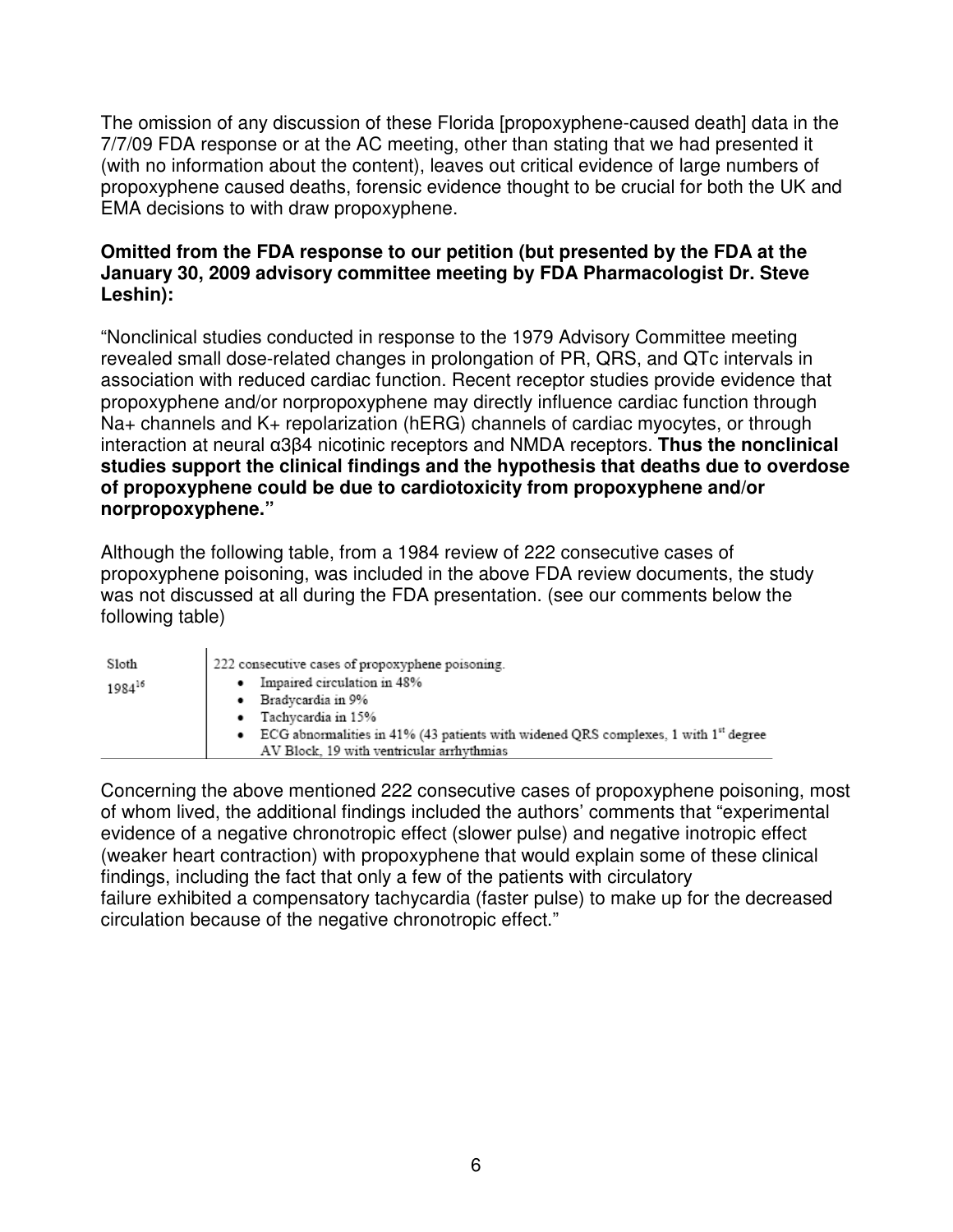The omission of any discussion of these Florida [propoxyphene-caused death] data in the 7/7/09 FDA response or at the AC meeting, other than stating that we had presented it (with no information about the content), leaves out critical evidence of large numbers of propoxyphene caused deaths, forensic evidence thought to be crucial for both the UK and EMA decisions to with draw propoxyphene.

**Omitted from the FDA response to our petition (but presented by the FDA at the January 30, 2009 advisory committee meeting by FDA Pharmacologist Dr. Steve Leshin):**

"Nonclinical studies conducted in response to the 1979 Advisory Committee meeting revealed small dose-related changes in prolongation of PR, QRS, and QTc intervals in association with reduced cardiac function. Recent receptor studies provide evidence that propoxyphene and/or norpropoxyphene may directly influence cardiac function through Na+ channels and K+ repolarization (hERG) channels of cardiac myocytes, or through interaction at neural α3β4 nicotinic receptors and NMDA receptors. **Thus the nonclinical studies support the clinical findings and the hypothesis that deaths due to overdose of propoxyphene could be due to cardiotoxicity from propoxyphene and/or norpropoxyphene."**

Although the following table, from a 1984 review of 222 consecutive cases of propoxyphene poisoning, was included in the above FDA review documents, the study was not discussed at all during the FDA presentation. (see our comments below the following table)

| | |
|---|---|
| Sloth 1984[16] | 222 consecutive cases of propoxyphene poisoning.<br>• Impaired circulation in 48%<br>• Bradycardia in 9%<br>• Tachycardia in 15%<br>• ECG abnormalities in 41% (43 patients with widened QRS complexes, 1 with 1st degree AV Block, 19 with ventricular arrhythmias |

Concerning the above mentioned 222 consecutive cases of propoxyphene poisoning, most of whom lived, the additional findings included the authors' comments that "experimental evidence of a negative chronotropic effect (slower pulse) and negative inotropic effect (weaker heart contraction) with propoxyphene that would explain some of these clinical findings, including the fact that only a few of the patients with circulatory failure exhibited a compensatory tachycardia (faster pulse) to make up for the decreased circulation because of the negative chronotropic effect."